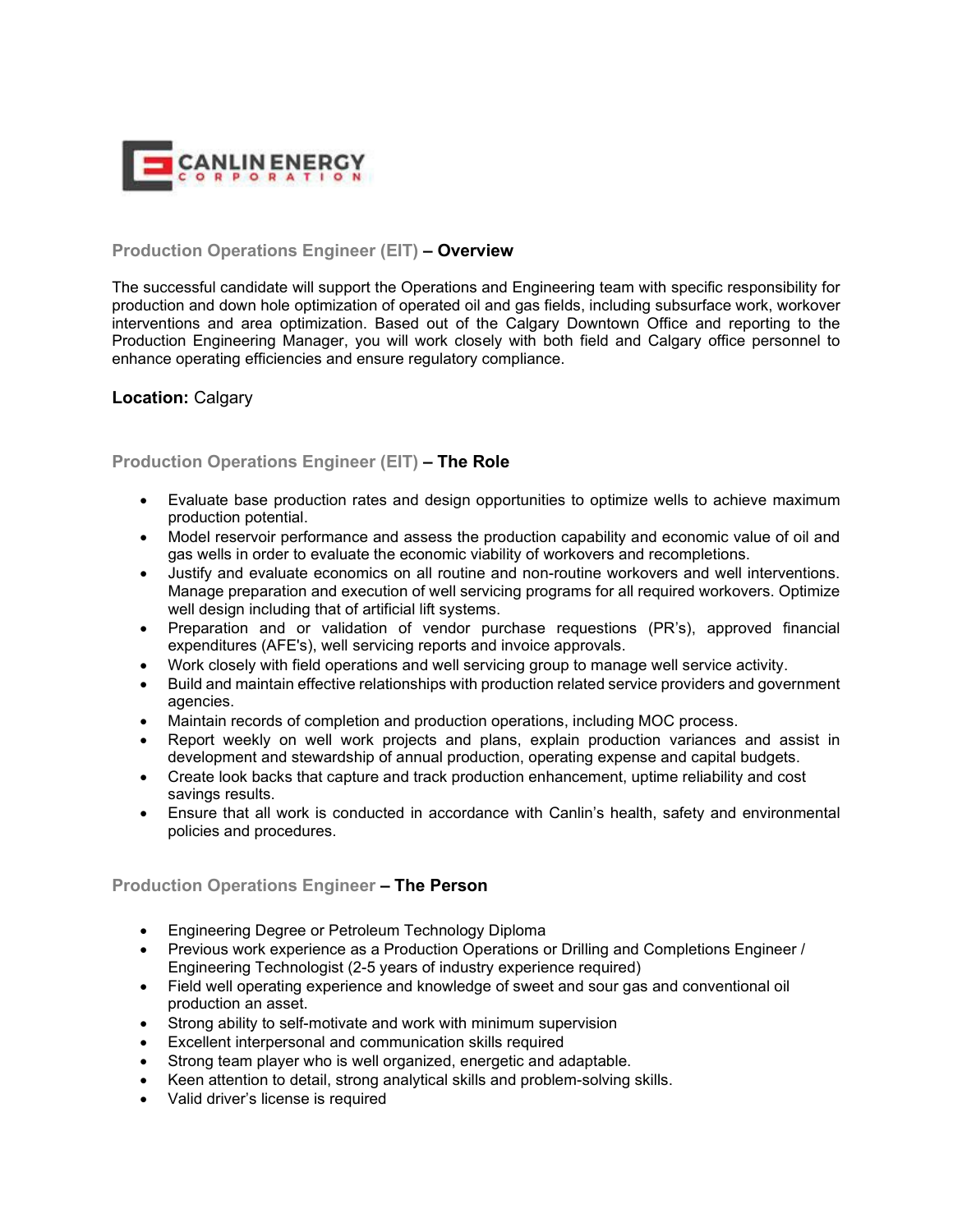CANLIN ENERGY CORPORATION

## Production Operations Engineer (EIT) – Overview

The successful candidate will support the Operations and Engineering team with specific responsibility for production and down hole optimization of operated oil and gas fields, including subsurface work, workover interventions and area optimization. Based out of the Calgary Downtown Office and reporting to the Production Engineering Manager, you will work closely with both field and Calgary office personnel to enhance operating efficiencies and ensure regulatory compliance.

**Location:** Calgary

## Production Operations Engineer (EIT) – The Role

- Evaluate base production rates and design opportunities to optimize wells to achieve maximum production potential.
- Model reservoir performance and assess the production capability and economic value of oil and gas wells in order to evaluate the economic viability of workovers and recompletions.
- Justify and evaluate economics on all routine and non-routine workovers and well interventions. Manage preparation and execution of well servicing programs for all required workovers. Optimize well design including that of artificial lift systems.
- Preparation and or validation of vendor purchase requestions (PR's), approved financial expenditures (AFE's), well servicing reports and invoice approvals.
- Work closely with field operations and well servicing group to manage well service activity.
- Build and maintain effective relationships with production related service providers and government agencies.
- Maintain records of completion and production operations, including MOC process.
- Report weekly on well work projects and plans, explain production variances and assist in development and stewardship of annual production, operating expense and capital budgets.
- Create look backs that capture and track production enhancement, uptime reliability and cost savings results.
- Ensure that all work is conducted in accordance with Canlin's health, safety and environmental policies and procedures.

## Production Operations Engineer – The Person

- Engineering Degree or Petroleum Technology Diploma
- Previous work experience as a Production Operations or Drilling and Completions Engineer / Engineering Technologist (2-5 years of industry experience required)
- Field well operating experience and knowledge of sweet and sour gas and conventional oil production an asset.
- Strong ability to self-motivate and work with minimum supervision
- Excellent interpersonal and communication skills required
- Strong team player who is well organized, energetic and adaptable.
- Keen attention to detail, strong analytical skills and problem-solving skills.
- Valid driver's license is required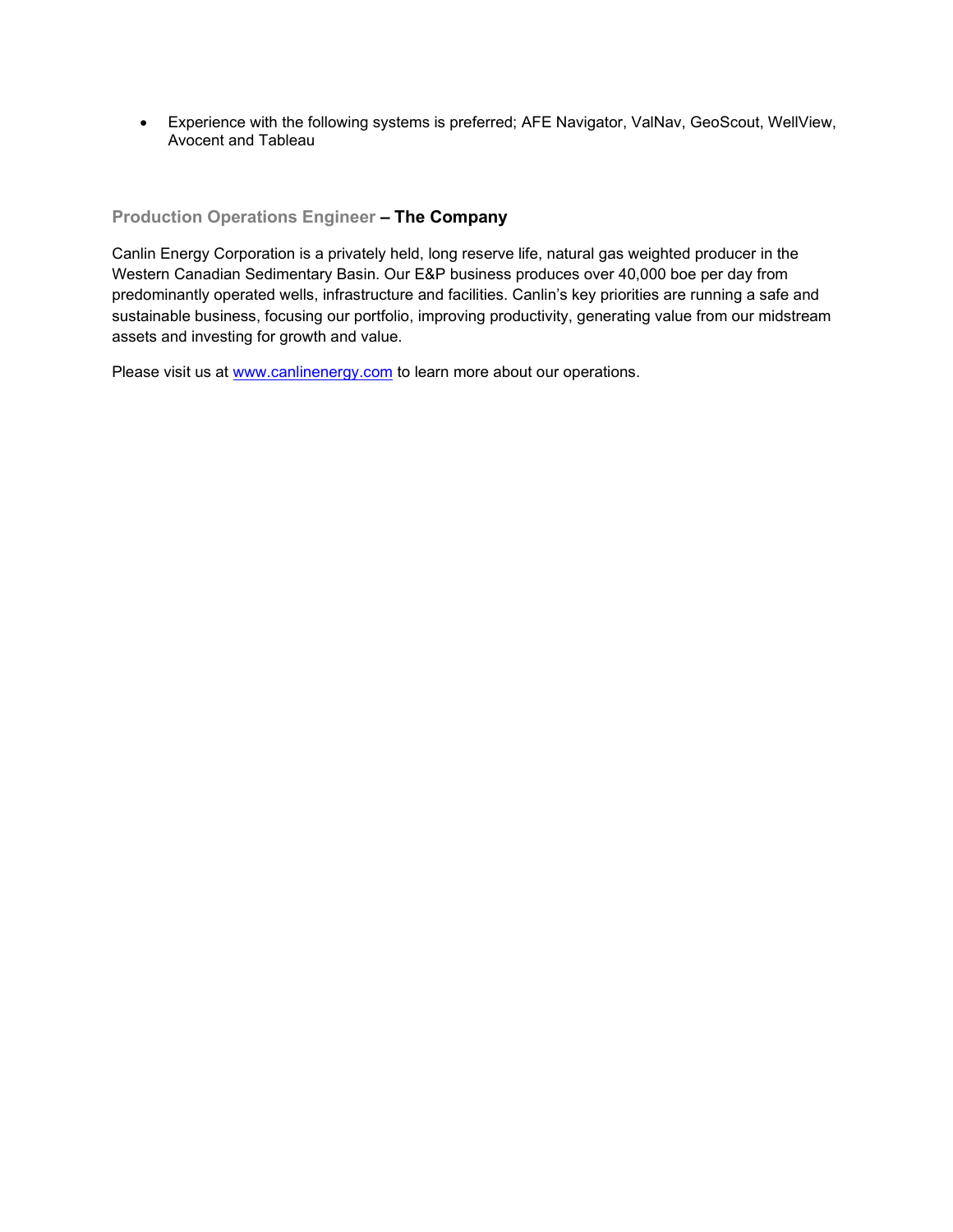- Experience with the following systems is preferred; AFE Navigator, ValNav, GeoScout, WellView, Avocent and Tableau

## Production Operations Engineer – The Company

Canlin Energy Corporation is a privately held, long reserve life, natural gas weighted producer in the Western Canadian Sedimentary Basin. Our E&P business produces over 40,000 boe per day from predominantly operated wells, infrastructure and facilities. Canlin's key priorities are running a safe and sustainable business, focusing our portfolio, improving productivity, generating value from our midstream assets and investing for growth and value.

Please visit us at [www.canlinenergy.com](http://www.canlinenergy.com) to learn more about our operations.